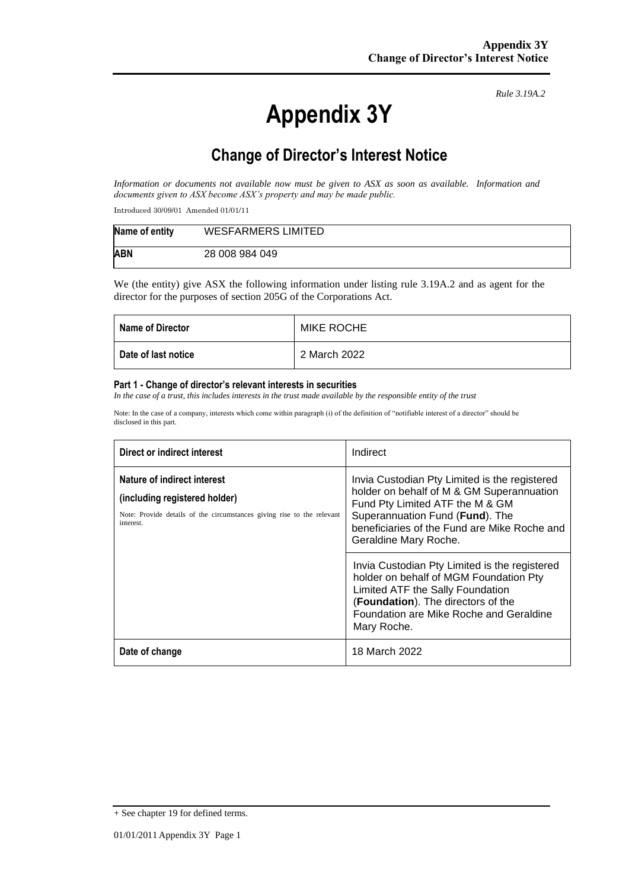*Rule 3.19A.2*

# Appendix 3Y

## Change of Director's Interest Notice

*Information or documents not available now must be given to ASX as soon as available. Information and documents given to ASX become ASX's property and may be made public.*

Introduced 30/09/01 Amended 01/01/11

| **Name of entity** | WESFARMERS LIMITED |
|---|---|
| **ABN** | 28 008 984 049 |

We (the entity) give ASX the following information under listing rule 3.19A.2 and as agent for the director for the purposes of section 205G of the Corporations Act.

| **Name of Director** | MIKE ROCHE |
|---|---|
| **Date of last notice** | 2 March 2022 |

#### Part 1 - Change of director's relevant interests in securities

*In the case of a trust, this includes interests in the trust made available by the responsible entity of the trust*

Note: In the case of a company, interests which come within paragraph (i) of the definition of "notifiable interest of a director" should be disclosed in this part.

| **Direct or indirect interest** | Indirect |
|---|---|
| **Nature of indirect interest**<br>**(including registered holder)**<br>Note: Provide details of the circumstances giving rise to the relevant interest. | Invia Custodian Pty Limited is the registered holder on behalf of M & GM Superannuation Fund Pty Limited ATF the M & GM Superannuation Fund (**Fund**). The beneficiaries of the Fund are Mike Roche and Geraldine Mary Roche.<br><br>Invia Custodian Pty Limited is the registered holder on behalf of MGM Foundation Pty Limited ATF the Sally Foundation (**Foundation**). The directors of the Foundation are Mike Roche and Geraldine Mary Roche. |
| **Date of change** | 18 March 2022 |

+ See chapter 19 for defined terms.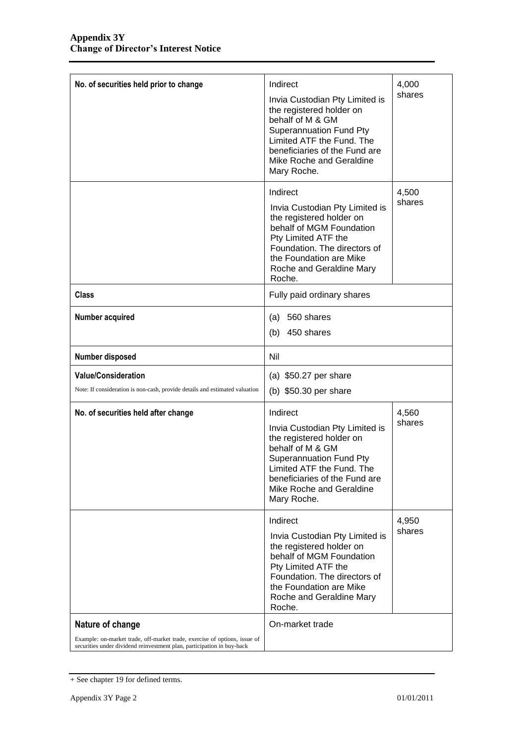| | | |
|---|---|---|
| **No. of securities held prior to change** | Indirect<br>Invia Custodian Pty Limited is the registered holder on behalf of M & GM Superannuation Fund Pty Limited ATF the Fund. The beneficiaries of the Fund are Mike Roche and Geraldine Mary Roche. | 4,000 shares |
| | Indirect<br>Invia Custodian Pty Limited is the registered holder on behalf of MGM Foundation Pty Limited ATF the Foundation. The directors of the Foundation are Mike Roche and Geraldine Mary Roche. | 4,500 shares |
| **Class** | Fully paid ordinary shares | |
| **Number acquired** | (a) 560 shares<br>(b) 450 shares | |
| **Number disposed** | Nil | |
| **Value/Consideration**<br>Note: If consideration is non-cash, provide details and estimated valuation | (a) $50.27 per share<br>(b) $50.30 per share | |
| **No. of securities held after change** | Indirect<br>Invia Custodian Pty Limited is the registered holder on behalf of M & GM Superannuation Fund Pty Limited ATF the Fund. The beneficiaries of the Fund are Mike Roche and Geraldine Mary Roche. | 4,560 shares |
| | Indirect<br>Invia Custodian Pty Limited is the registered holder on behalf of MGM Foundation Pty Limited ATF the Foundation. The directors of the Foundation are Mike Roche and Geraldine Mary Roche. | 4,950 shares |
| **Nature of change**<br>Example: on-market trade, off-market trade, exercise of options, issue of securities under dividend reinvestment plan, participation in buy-back | On-market trade | |

+ See chapter 19 for defined terms.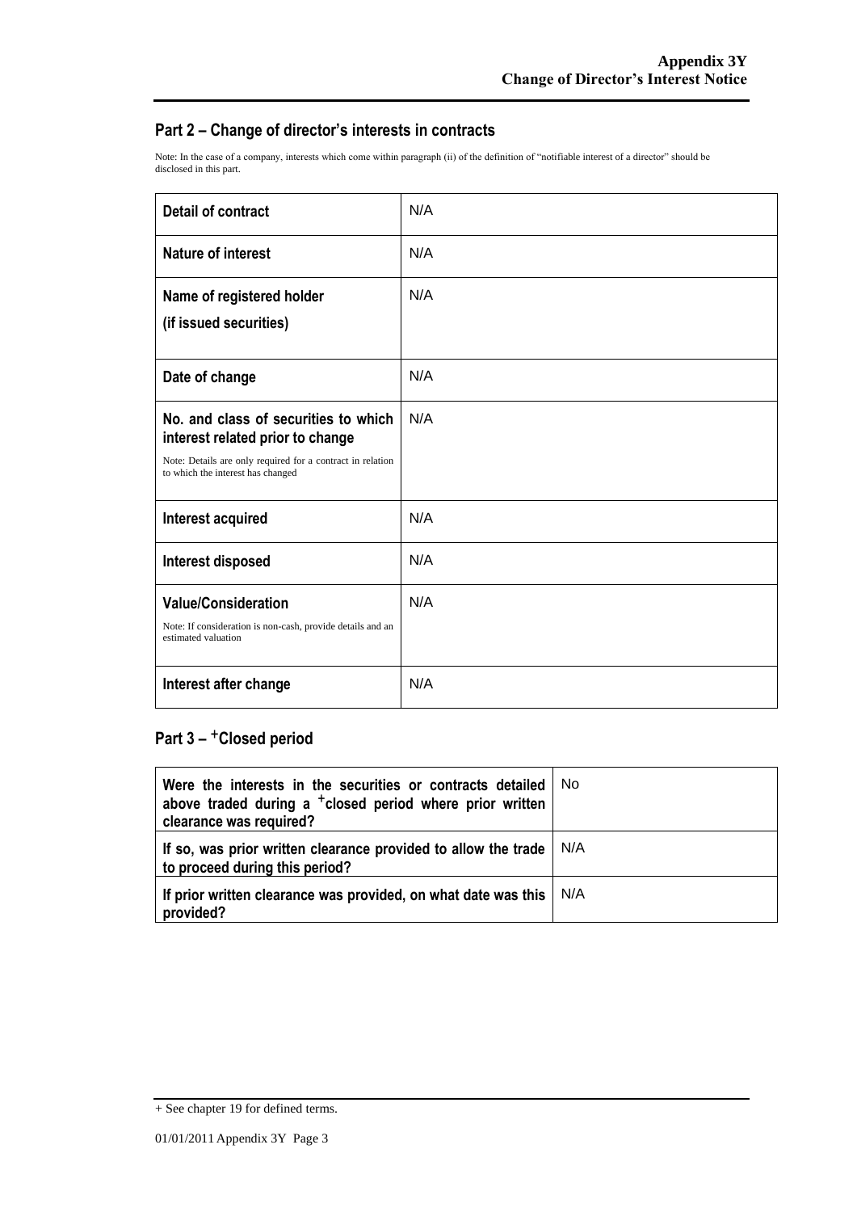## Part 2 – Change of director's interests in contracts

Note: In the case of a company, interests which come within paragraph (ii) of the definition of "notifiable interest of a director" should be disclosed in this part.

| | |
|---|---|
| **Detail of contract** | N/A |
| **Nature of interest** | N/A |
| **Name of registered holder (if issued securities)** | N/A |
| **Date of change** | N/A |
| **No. and class of securities to which interest related prior to change** Note: Details are only required for a contract in relation to which the interest has changed | N/A |
| **Interest acquired** | N/A |
| **Interest disposed** | N/A |
| **Value/Consideration** Note: If consideration is non-cash, provide details and an estimated valuation | N/A |
| **Interest after change** | N/A |

## Part 3 – +Closed period

| | |
|---|---|
| **Were the interests in the securities or contracts detailed above traded during a +closed period where prior written clearance was required?** | No |
| **If so, was prior written clearance provided to allow the trade to proceed during this period?** | N/A |
| **If prior written clearance was provided, on what date was this provided?** | N/A |

+ See chapter 19 for defined terms.